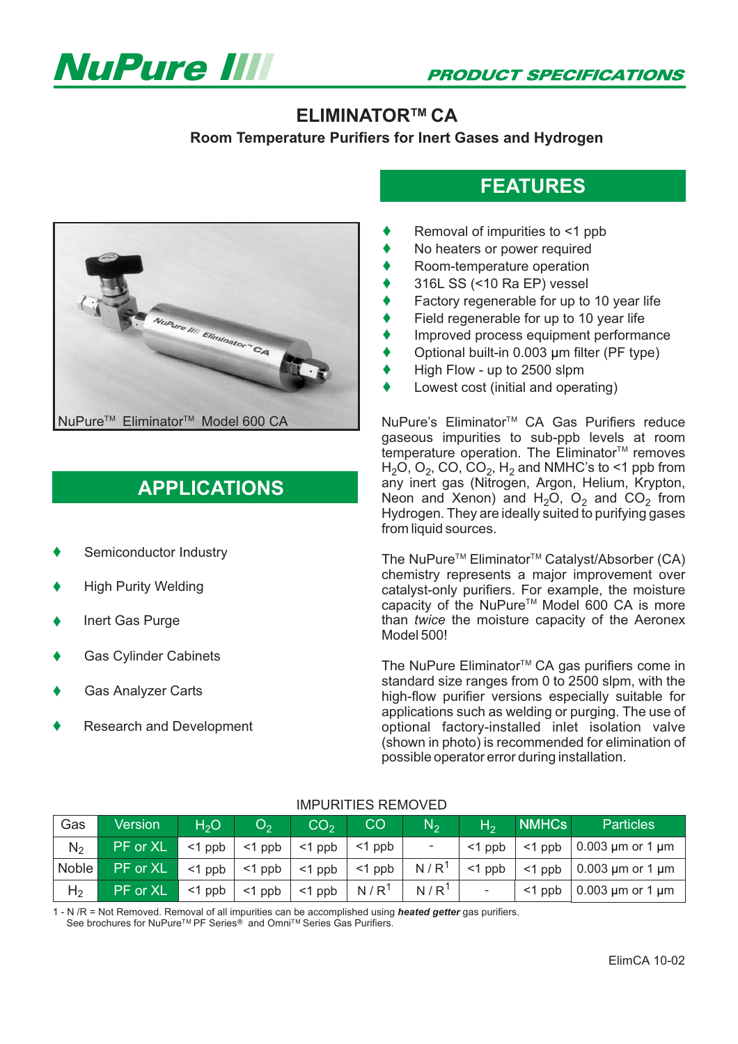# NuPure

PRODUCT SPECIFICATIONS

## ELIMINATOR™ CA

**Room Temperature Purifiers for Inert Gases and Hydrogen**

NuPure™ Eliminator™ Model 600 CA

## APPLICATIONS

- Semiconductor Industry
- High Purity Welding
- Inert Gas Purge
- Gas Cylinder Cabinets
- Gas Analyzer Carts
- Research and Development

## FEATURES

- Removal of impurities to <1 ppb
- No heaters or power required
- Room-temperature operation
- 316L SS (<10 Ra EP) vessel
- Factory regenerable for up to 10 year life
- Field regenerable for up to 10 year life
- Improved process equipment performance
- Optional built-in 0.003 µm filter (PF type)
- High Flow - up to 2500 slpm
- Lowest cost (initial and operating)

NuPure's Eliminator™ CA Gas Purifiers reduce gaseous impurities to sub-ppb levels at room temperature operation. The Eliminator™ removes $H_2O$, $O_2$, CO, $CO_2$, $H_2$ and NMHC's to <1 ppb from any inert gas (Nitrogen, Argon, Helium, Krypton, Neon and Xenon) and $H_2O$, $O_2$ and $CO_2$ from Hydrogen. They are ideally suited to purifying gases from liquid sources.

The NuPure™ Eliminator™ Catalyst/Absorber (CA) chemistry represents a major improvement over catalyst-only purifiers. For example, the moisture capacity of the NuPure™ Model 600 CA is more than *twice* the moisture capacity of the Aeronex Model 500!

The NuPure Eliminator™ CA gas purifiers come in standard size ranges from 0 to 2500 slpm, with the high-flow purifier versions especially suitable for applications such as welding or purging. The use of optional factory-installed inlet isolation valve (shown in photo) is recommended for elimination of possible operator error during installation.

IMPURITIES REMOVED

| Gas | Version | $H_2O$ | $O_2$ | $CO_2$ | CO | $N_2$ | $H_2$ | NMHCs | Particles |
|---|---|---|---|---|---|---|---|---|---|
| $N_2$ | PF or XL | <1 ppb | <1 ppb | <1 ppb | <1 ppb | - | <1 ppb | <1 ppb | 0.003 µm or 1 µm |
| Noble | PF or XL | <1 ppb | <1 ppb | <1 ppb | <1 ppb | N / R[1] | <1 ppb | <1 ppb | 0.003 µm or 1 µm |
| $H_2$ | PF or XL | <1 ppb | <1 ppb | <1 ppb | N / R[1] | N / R[1] | - | <1 ppb | 0.003 µm or 1 µm |

1 - N /R = Not Removed. Removal of all impurities can be accomplished using ***heated getter*** gas purifiers. See brochures for NuPure™ PF Series® and Omni™ Series Gas Purifiers.

ElimCA 10-02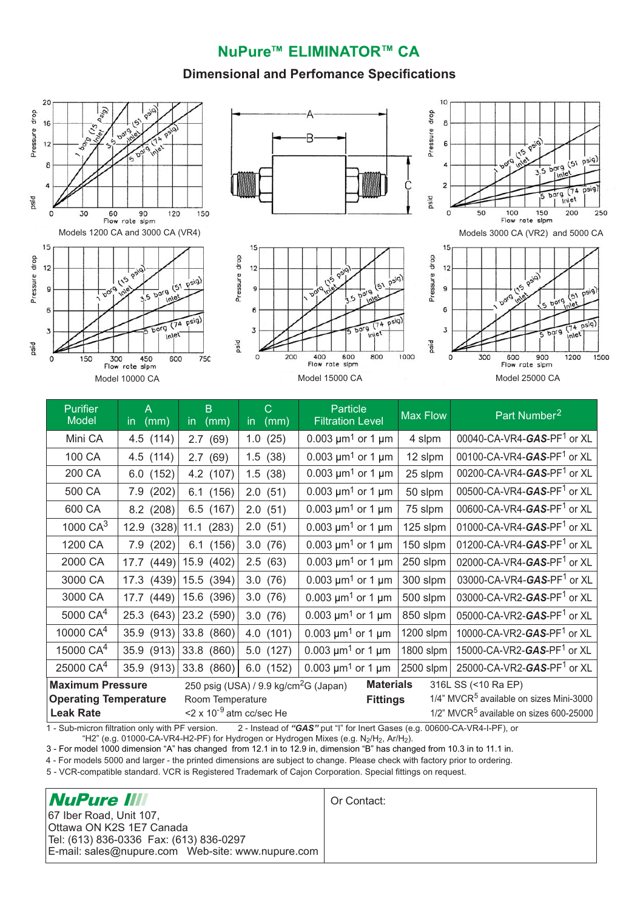# NuPure™ ELIMINATOR™ CA

## Dimensional and Perfomance Specifications

Pressure drop psid
20, 16, 12, 8, 4, 0
1 barg (15 psig) Inlet
3.5 barg (51 psig) Inlet
5 barg (74 psig) Inlet
0 30 60 90 120 150
Flow rate slpm
Models 1200 CA and 3000 CA (VR4)

A
B
C

Pressure drop psid
10, 8, 6, 4, 2, 0
1 barg (15 psig) Inlet
3.5 barg (51 psig) Inlet
5 barg (74 psig) Inlet
0 50 100 150 200 250
Flow rate slpm
Models 3000 CA (VR2) and 5000 CA

Pressure drop psid
15, 12, 9, 6, 3, 0
1 barg (15 psig) Inlet
3.5 barg (51 psig) Inlet
5 barg (74 psig) Inlet
0 150 300 450 600 750
Flow rate slpm
Model 10000 CA

Pressure drop psid
15, 12, 9, 6, 3, 0
1 barg (15 psig) Inlet
3.5 barg (51 psig) Inlet
5 barg (74 psig) Inlet
0 200 400 600 800 1000
Flow rate slpm
Model 15000 CA

Pressure drop psid
15, 12, 9, 6, 3, 0
1 barg (15 psig) Inlet
3.5 barg (51 psig) Inlet
5 barg (74 psig) Inlet
0 300 600 900 1200 1500
Flow rate slpm
Model 25000 CA

| Purifier Model | A in (mm) | B in (mm) | C in (mm) | Particle Filtration Level | Max Flow | Part Number[2] |
|---|---|---|---|---|---|---|
| Mini CA | 4.5 (114) | 2.7 (69) | 1.0 (25) | 0.003 µm[1] or 1 µm | 4 slpm | 00040-CA-VR4-***GAS***-PF[1] or XL |
| 100 CA | 4.5 (114) | 2.7 (69) | 1.5 (38) | 0.003 µm[1] or 1 µm | 12 slpm | 00100-CA-VR4-***GAS***-PF[1] or XL |
| 200 CA | 6.0 (152) | 4.2 (107) | 1.5 (38) | 0.003 µm[1] or 1 µm | 25 slpm | 00200-CA-VR4-***GAS***-PF[1] or XL |
| 500 CA | 7.9 (202) | 6.1 (156) | 2.0 (51) | 0.003 µm[1] or 1 µm | 50 slpm | 00500-CA-VR4-***GAS***-PF[1] or XL |
| 600 CA | 8.2 (208) | 6.5 (167) | 2.0 (51) | 0.003 µm[1] or 1 µm | 75 slpm | 00600-CA-VR4-***GAS***-PF[1] or XL |
| 1000 CA[3] | 12.9 (328) | 11.1 (283) | 2.0 (51) | 0.003 µm[1] or 1 µm | 125 slpm | 01000-CA-VR4-***GAS***-PF[1] or XL |
| 1200 CA | 7.9 (202) | 6.1 (156) | 3.0 (76) | 0.003 µm[1] or 1 µm | 150 slpm | 01200-CA-VR4-***GAS***-PF[1] or XL |
| 2000 CA | 17.7 (449) | 15.9 (402) | 2.5 (63) | 0.003 µm[1] or 1 µm | 250 slpm | 02000-CA-VR4-***GAS***-PF[1] or XL |
| 3000 CA | 17.3 (439) | 15.5 (394) | 3.0 (76) | 0.003 µm[1] or 1 µm | 300 slpm | 03000-CA-VR4-***GAS***-PF[1] or XL |
| 3000 CA | 17.7 (449) | 15.6 (396) | 3.0 (76) | 0.003 µm[1] or 1 µm | 500 slpm | 03000-CA-VR2-***GAS***-PF[1] or XL |
| 5000 CA[4] | 25.3 (643) | 23.2 (590) | 3.0 (76) | 0.003 µm[1] or 1 µm | 850 slpm | 05000-CA-VR2-***GAS***-PF[1] or XL |
| 10000 CA[4] | 35.9 (913) | 33.8 (860) | 4.0 (101) | 0.003 µm[1] or 1 µm | 1200 slpm | 10000-CA-VR2-***GAS***-PF[1] or XL |
| 15000 CA[4] | 35.9 (913) | 33.8 (860) | 5.0 (127) | 0.003 µm[1] or 1 µm | 1800 slpm | 15000-CA-VR2-***GAS***-PF[1] or XL |
| 25000 CA[4] | 35.9 (913) | 33.8 (860) | 6.0 (152) | 0.003 µm[1] or 1 µm | 2500 slpm | 25000-CA-VR2-***GAS***-PF[1] or XL |

| | | | |
|---|---|---|---|
| **Maximum Pressure** | 250 psig (USA) / 9.9 kg/cm$^2$G (Japan) | **Materials** | 316L SS (<10 Ra EP) |
| **Operating Temperature** | Room Temperature | **Fittings** | 1/4" MVCR[5] available on sizes Mini-3000 |
| **Leak Rate** | <2 x $10^{-9}$ atm cc/sec He | | 1/2" MVCR[5] available on sizes 600-25000 |

1 - Sub-micron filtration only with PF version. 2 - Instead of ***"GAS"*** put "I" for Inert Gases (e.g. 00600-CA-VR4-I-PF), or "H2" (e.g. 01000-CA-VR4-H2-PF) for Hydrogen or Hydrogen Mixes (e.g. $N_2/H_2$, $Ar/H_2$).

3 - For model 1000 dimension "A" has changed from 12.1 in to 12.9 in, dimension "B" has changed from 10.3 in to 11.1 in.

4 - For models 5000 and larger - the printed dimensions are subject to change. Please check with factory prior to ordering.

5 - VCR-compatible standard. VCR is Registered Trademark of Cajon Corporation. Special fittings on request.

**NuPure**

67 Iber Road, Unit 107,
Ottawa ON K2S 1E7 Canada
Tel: (613) 836-0336 Fax: (613) 836-0297
E-mail: sales@nupure.com Web-site: www.nupure.com

Or Contact: